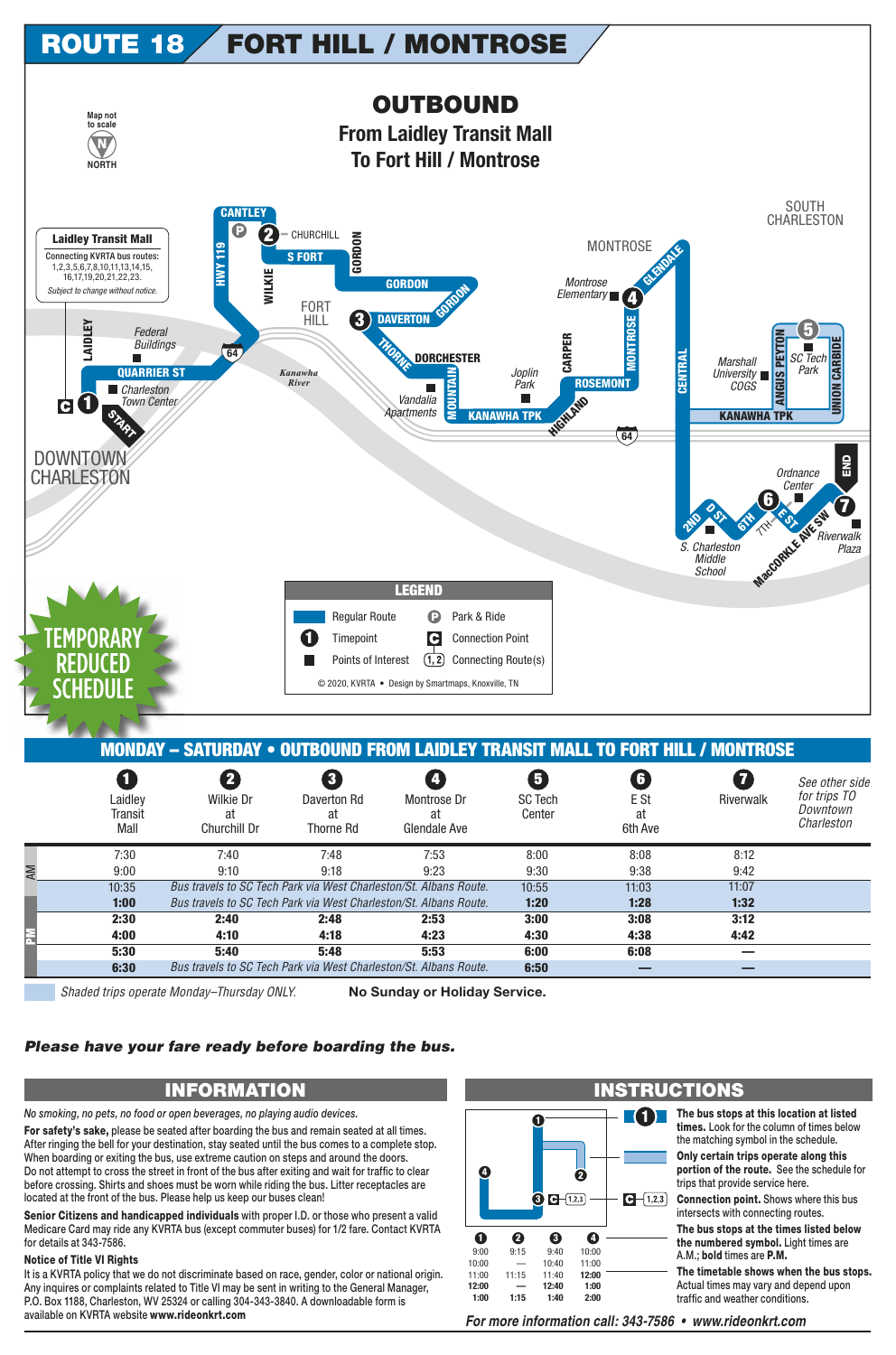# ROUTE 18 FORT HILL / MONTROSE

## OUTBOUND

### From Laidley Transit Mall To Fort Hill / Montrose

Map not to scale

NORTH

**Laidley Transit Mall**

Connecting KVRTA bus routes: 1,2,3,5,6,7,8,10,11,13,14,15,16,17,19,20,21,22,23.

*Subject to change without notice.*

DOWNTOWN CHARLESTON · FORT HILL · MONTROSE · SOUTH CHARLESTON

LAIDLEY · QUARRIER ST · START · HWY 119 · CANTLEY · WILKIE · CHURCHILL · S FORT · GORDON · DAVERTON · THORNE · DORCHESTER · MOUNTAIN · KANAWHA TPK · HIGHLAND · ROSEMONT · CARPER · MONTROSE · GLENDALE · CENTRAL · ANGUS PEYTON · UNION CARBIDE · 2ND · D ST · 6TH · 7TH · E ST · MacCORKLE AVE SW · END · 64

Federal Buildings · Charleston Town Center · Kanawha River · Vandalia Apartments · Joplin Park · Montrose Elementary · Marshall University COGS · SC Tech Park · Ordnance Center · S. Charleston Middle School · Riverwalk Plaza

**LEGEND**

- Regular Route
- Timepoint
- Points of Interest
- P Park & Ride
- C Connection Point
- (1, 2) Connecting Route(s)

© 2020, KVRTA • Design by Smartmaps, Knoxville, TN

**TEMPORARY REDUCED SCHEDULE**

## MONDAY – SATURDAY • OUTBOUND FROM LAIDLEY TRANSIT MALL TO FORT HILL / MONTROSE

| | 1 Laidley Transit Mall | 2 Wilkie Dr at Churchill Dr | 3 Daverton Rd at Thorne Rd | 4 Montrose Dr at Glendale Ave | 5 SC Tech Center | 6 E St at 6th Ave | 7 Riverwalk | *See other side for trips TO Downtown Charleston* |
|---|---|---|---|---|---|---|---|---|
| AM | 7:30 | 7:40 | 7:48 | 7:53 | 8:00 | 8:08 | 8:12 | |
| AM | 9:00 | 9:10 | 9:18 | 9:23 | 9:30 | 9:38 | 9:42 | |
| AM | 10:35 | *Bus travels to SC Tech Park via West Charleston/St. Albans Route.* | | | 10:55 | 11:03 | 11:07 | |
| PM | **1:00** | *Bus travels to SC Tech Park via West Charleston/St. Albans Route.* | | | **1:20** | **1:28** | **1:32** | |
| PM | **2:30** | **2:40** | **2:48** | **2:53** | **3:00** | **3:08** | **3:12** | |
| PM | **4:00** | **4:10** | **4:18** | **4:23** | **4:30** | **4:38** | **4:42** | |
| PM | **5:30** | **5:40** | **5:48** | **5:53** | **6:00** | **6:08** | **—** | |
| PM | **6:30** | *Bus travels to SC Tech Park via West Charleston/St. Albans Route.* | | | **6:50** | **—** | **—** | |

*Shaded trips operate Monday–Thursday ONLY.* (10:35, 1:00 and 6:30 trips)

**No Sunday or Holiday Service.**

***Please have your fare ready before boarding the bus.***

## INFORMATION

*No smoking, no pets, no food or open beverages, no playing audio devices.*

**For safety's sake,** please be seated after boarding the bus and remain seated at all times. After ringing the bell for your destination, stay seated until the bus comes to a complete stop. When boarding or exiting the bus, use extreme caution on steps and around the doors. Do not attempt to cross the street in front of the bus after exiting and wait for traffic to clear before crossing. Shirts and shoes must be worn while riding the bus. Litter receptacles are located at the front of the bus. Please help us keep our buses clean!

**Senior Citizens and handicapped individuals** with proper I.D. or those who present a valid Medicare Card may ride any KVRTA bus (except commuter buses) for 1/2 fare. Contact KVRTA for details at 343-7586.

**Notice of Title VI Rights**

It is a KVRTA policy that we do not discriminate based on race, gender, color or national origin. Any inquires or complaints related to Title VI may be sent in writing to the General Manager, P.O. Box 1188, Charleston, WV 25324 or calling 304-343-3840. A downloadable form is available on KVRTA website **www.rideonkrt.com**

## INSTRUCTIONS

| 1 | 2 | 3 | 4 |
|---|---|---|---|
| 9:00 | 9:15 | 9:40 | 10:00 |
| 10:00 | — | 10:40 | 11:00 |
| 11:00 | 11:15 | 11:40 | 12:00 |
| **12:00** | **—** | **12:40** | **1:00** |
| **1:00** | **1:15** | **1:40** | **2:00** |

- **The bus stops at this location at listed times.** Look for the column of times below the matching symbol in the schedule.
- **Only certain trips operate along this portion of the route.** See the schedule for trips that provide service here.
- **Connection point.** Shows where this bus intersects with connecting routes.
- **The bus stops at the times listed below the numbered symbol.** Light times are A.M.; **bold** times are **P.M.**
- **The timetable shows when the bus stops.** Actual times may vary and depend upon traffic and weather conditions.

***For more information call: 343-7586 • www.rideonkrt.com***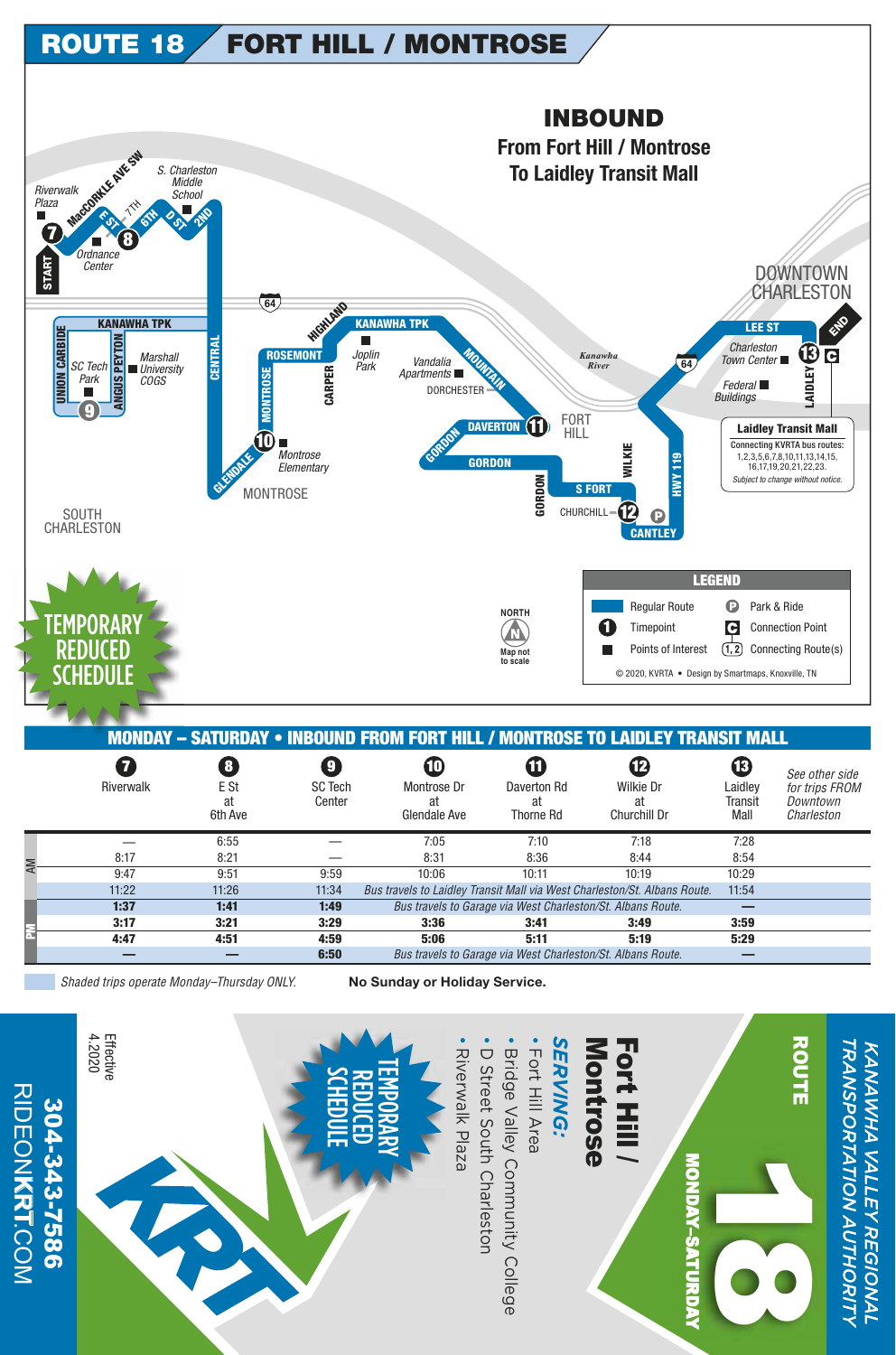# ROUTE 18 FORT HILL / MONTROSE

## INBOUND
### From Fort Hill / Montrose To Laidley Transit Mall

START
Riverwalk Plaza
7
8
Ordnance Center
S. Charleston Middle School
MacCORKLE AVE SW
E ST
7TH
6TH
D ST
2ND
KANAWHA TPK
UNION CARBIDE
SC Tech Park
ANGUS PEYTON
9
Marshall University COGS
CENTRAL
64
HIGHLAND
ROSEMONT
MONTROSE
CARPER
Joplin Park
KANAWHA TPK
Vandalia Apartments
DORCHESTER
MOUNTAIN
10
Montrose Elementary
GLENDALE
MONTROSE
SOUTH CHARLESTON
GORDON
DAVERTON
11
FORT HILL
GORDON
S FORT
CHURCHILL
12
P
WILKIE
HWY 119
CANTLEY
Kanawha River
64
DOWNTOWN CHARLESTON
LEE ST
END
Charleston Town Center
13
C
LAIDLEY
Federal Buildings

**Laidley Transit Mall**
Connecting KVRTA bus routes:
1,2,3,5,6,7,8,10,11,13,14,15, 16,17,19,20,21,22,23.
*Subject to change without notice.*

TEMPORARY REDUCED SCHEDULE

NORTH
Map not to scale

**LEGEND**
Regular Route
Park & Ride
Timepoint
Connection Point
Points of Interest
Connecting Route(s)

© 2020, KVRTA • Design by Smartmaps, Knoxville, TN

## MONDAY – SATURDAY • INBOUND FROM FORT HILL / MONTROSE TO LAIDLEY TRANSIT MALL

| | 7 Riverwalk | 8 E St at 6th Ave | 9 SC Tech Center | 10 Montrose Dr at Glendale Ave | 11 Daverton Rd at Thorne Rd | 12 Wilkie Dr at Churchill Dr | 13 Laidley Transit Mall | *See other side for trips FROM Downtown Charleston* |
|---|---|---|---|---|---|---|---|---|
| AM | — | 6:55 | — | 7:05 | 7:10 | 7:18 | 7:28 | |
| AM | 8:17 | 8:21 | — | 8:31 | 8:36 | 8:44 | 8:54 | |
| AM | 9:47 | 9:51 | 9:59 | 10:06 | 10:11 | 10:19 | 10:29 | |
| AM | 11:22 | 11:26 | 11:34 | *Bus travels to Laidley Transit Mall via West Charleston/St. Albans Route.* | | | 11:54 | |
| PM | **1:37** | **1:41** | **1:49** | *Bus travels to Garage via West Charleston/St. Albans Route.* | | | — | |
| PM | **3:17** | **3:21** | **3:29** | **3:36** | **3:41** | **3:49** | **3:59** | |
| PM | **4:47** | **4:51** | **4:59** | **5:06** | **5:11** | **5:19** | **5:29** | |
| PM | — | — | **6:50** | *Bus travels to Garage via West Charleston/St. Albans Route.* | | | — | |

*Shaded trips operate Monday–Thursday ONLY.*

**No Sunday or Holiday Service.**

*KANAWHA VALLEY REGIONAL TRANSPORTATION AUTHORITY*

**ROUTE 18**

**MONDAY-SATURDAY**

# Fort Hill / Montrose

***SERVING:***
- Fort Hill Area
- Bridge Valley Community College
- D Street South Charleston
- Riverwalk Plaza

TEMPORARY REDUCED SCHEDULE

Effective 4.2020

KRT

**304-343-7586**
RIDEONKRT.COM